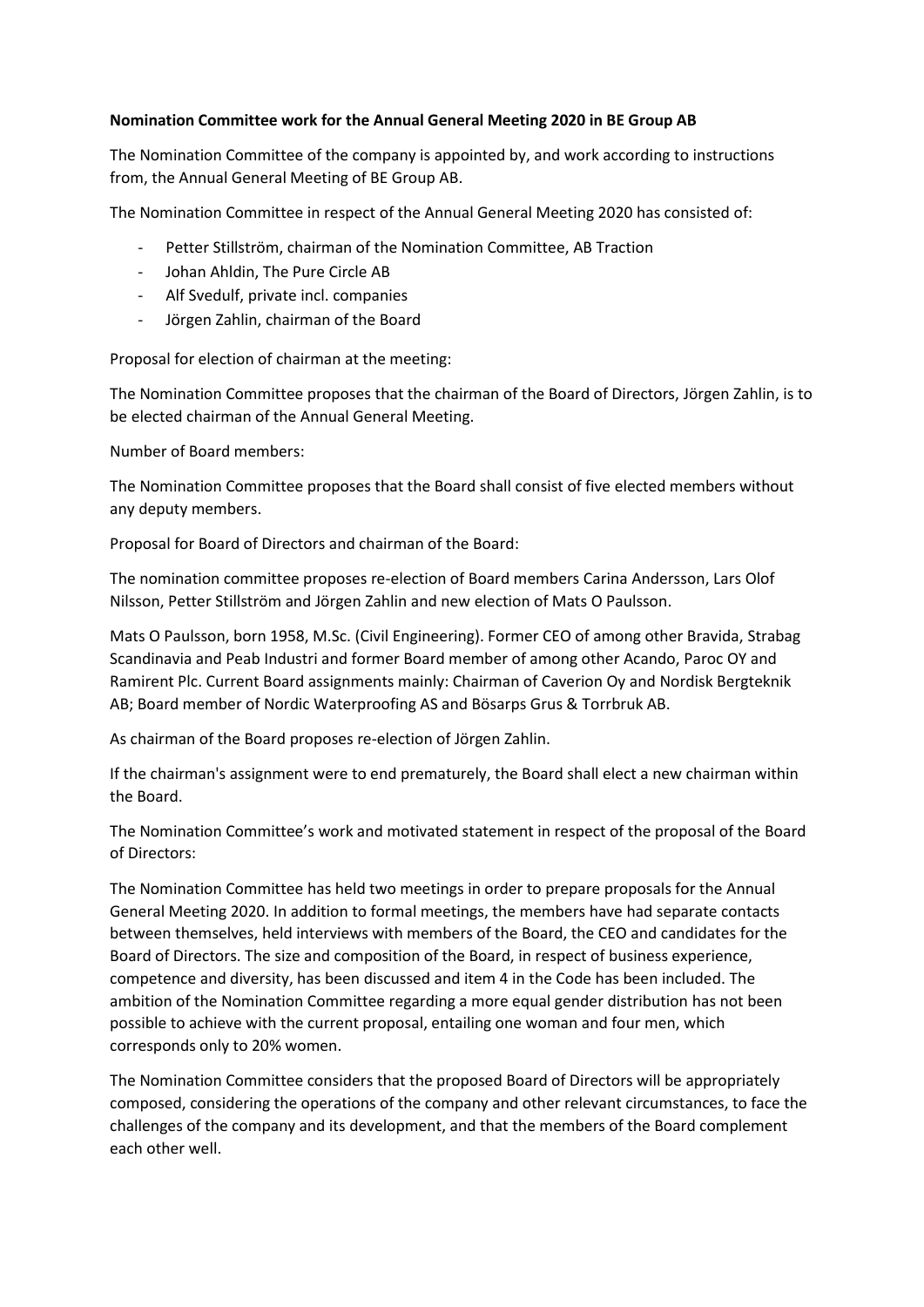**Nomination Committee work for the Annual General Meeting 2020 in BE Group AB**

The Nomination Committee of the company is appointed by, and work according to instructions from, the Annual General Meeting of BE Group AB.

The Nomination Committee in respect of the Annual General Meeting 2020 has consisted of:

- Petter Stillström, chairman of the Nomination Committee, AB Traction
- Johan Ahldin, The Pure Circle AB
- Alf Svedulf, private incl. companies
- Jörgen Zahlin, chairman of the Board

Proposal for election of chairman at the meeting:

The Nomination Committee proposes that the chairman of the Board of Directors, Jörgen Zahlin, is to be elected chairman of the Annual General Meeting.

Number of Board members:

The Nomination Committee proposes that the Board shall consist of five elected members without any deputy members.

Proposal for Board of Directors and chairman of the Board:

The nomination committee proposes re-election of Board members Carina Andersson, Lars Olof Nilsson, Petter Stillström and Jörgen Zahlin and new election of Mats O Paulsson.

Mats O Paulsson, born 1958, M.Sc. (Civil Engineering). Former CEO of among other Bravida, Strabag Scandinavia and Peab Industri and former Board member of among other Acando, Paroc OY and Ramirent Plc. Current Board assignments mainly: Chairman of Caverion Oy and Nordisk Bergteknik AB; Board member of Nordic Waterproofing AS and Bösarps Grus & Torrbruk AB.

As chairman of the Board proposes re-election of Jörgen Zahlin.

If the chairman's assignment were to end prematurely, the Board shall elect a new chairman within the Board.

The Nomination Committee's work and motivated statement in respect of the proposal of the Board of Directors:

The Nomination Committee has held two meetings in order to prepare proposals for the Annual General Meeting 2020. In addition to formal meetings, the members have had separate contacts between themselves, held interviews with members of the Board, the CEO and candidates for the Board of Directors. The size and composition of the Board, in respect of business experience, competence and diversity, has been discussed and item 4 in the Code has been included. The ambition of the Nomination Committee regarding a more equal gender distribution has not been possible to achieve with the current proposal, entailing one woman and four men, which corresponds only to 20% women.

The Nomination Committee considers that the proposed Board of Directors will be appropriately composed, considering the operations of the company and other relevant circumstances, to face the challenges of the company and its development, and that the members of the Board complement each other well.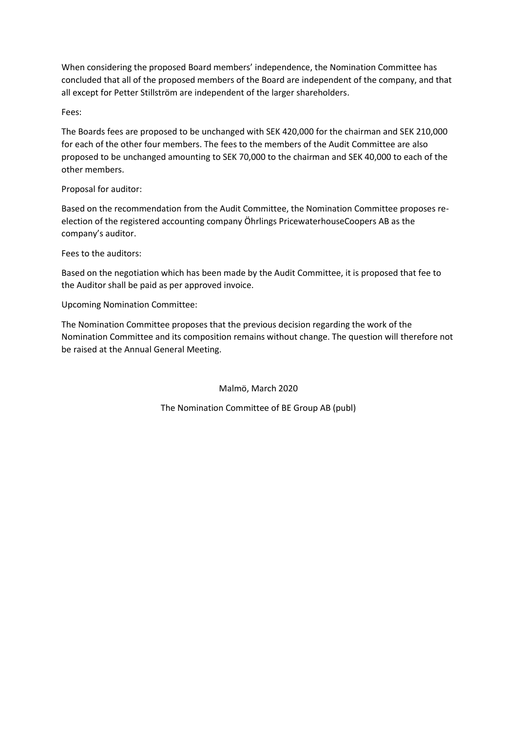When considering the proposed Board members' independence, the Nomination Committee has concluded that all of the proposed members of the Board are independent of the company, and that all except for Petter Stillström are independent of the larger shareholders.

Fees:

The Boards fees are proposed to be unchanged with SEK 420,000 for the chairman and SEK 210,000 for each of the other four members. The fees to the members of the Audit Committee are also proposed to be unchanged amounting to SEK 70,000 to the chairman and SEK 40,000 to each of the other members.

Proposal for auditor:

Based on the recommendation from the Audit Committee, the Nomination Committee proposes re-election of the registered accounting company Öhrlings PricewaterhouseCoopers AB as the company's auditor.

Fees to the auditors:

Based on the negotiation which has been made by the Audit Committee, it is proposed that fee to the Auditor shall be paid as per approved invoice.

Upcoming Nomination Committee:

The Nomination Committee proposes that the previous decision regarding the work of the Nomination Committee and its composition remains without change. The question will therefore not be raised at the Annual General Meeting.

Malmö, March 2020

The Nomination Committee of BE Group AB (publ)